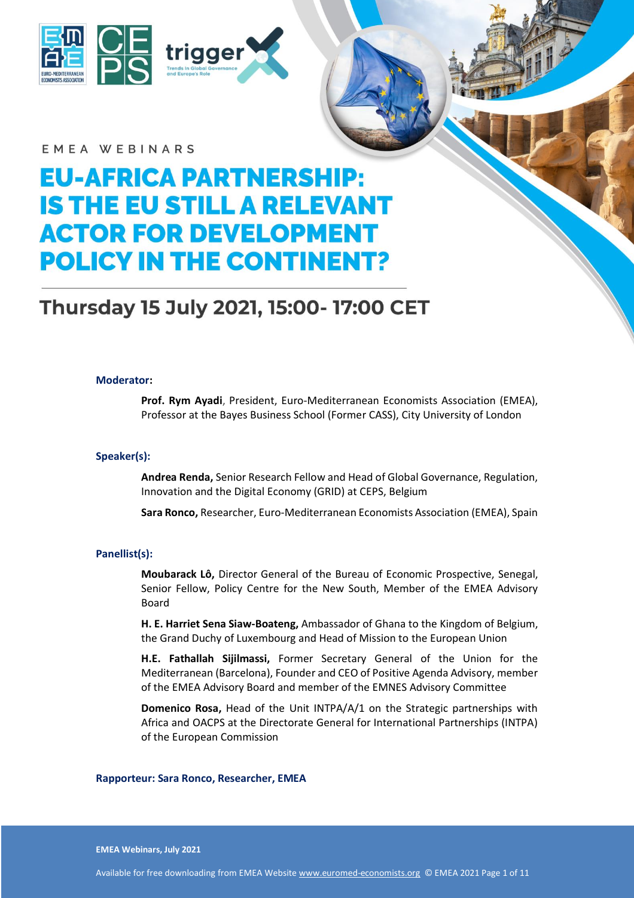EMEA WEBINARS

# EU-AFRICA PARTNERSHIP: IS THE EU STILL A RELEVANT ACTOR FOR DEVELOPMENT POLICY IN THE CONTINENT?

## Thursday 15 July 2021, 15:00- 17:00 CET

**Moderator:**

**Prof. Rym Ayadi**, President, Euro-Mediterranean Economists Association (EMEA), Professor at the Bayes Business School (Former CASS), City University of London

**Speaker(s):**

**Andrea Renda,** Senior Research Fellow and Head of Global Governance, Regulation, Innovation and the Digital Economy (GRID) at CEPS, Belgium

**Sara Ronco,** Researcher, Euro-Mediterranean Economists Association (EMEA), Spain

**Panellist(s):**

**Moubarack Lô,** Director General of the Bureau of Economic Prospective, Senegal, Senior Fellow, Policy Centre for the New South, Member of the EMEA Advisory Board

**H. E. Harriet Sena Siaw-Boateng,** Ambassador of Ghana to the Kingdom of Belgium, the Grand Duchy of Luxembourg and Head of Mission to the European Union

**H.E. Fathallah Sijilmassi,** Former Secretary General of the Union for the Mediterranean (Barcelona), Founder and CEO of Positive Agenda Advisory, member of the EMEA Advisory Board and member of the EMNES Advisory Committee

**Domenico Rosa,** Head of the Unit INTPA/A/1 on the Strategic partnerships with Africa and OACPS at the Directorate General for International Partnerships (INTPA) of the European Commission

**Rapporteur: Sara Ronco, Researcher, EMEA**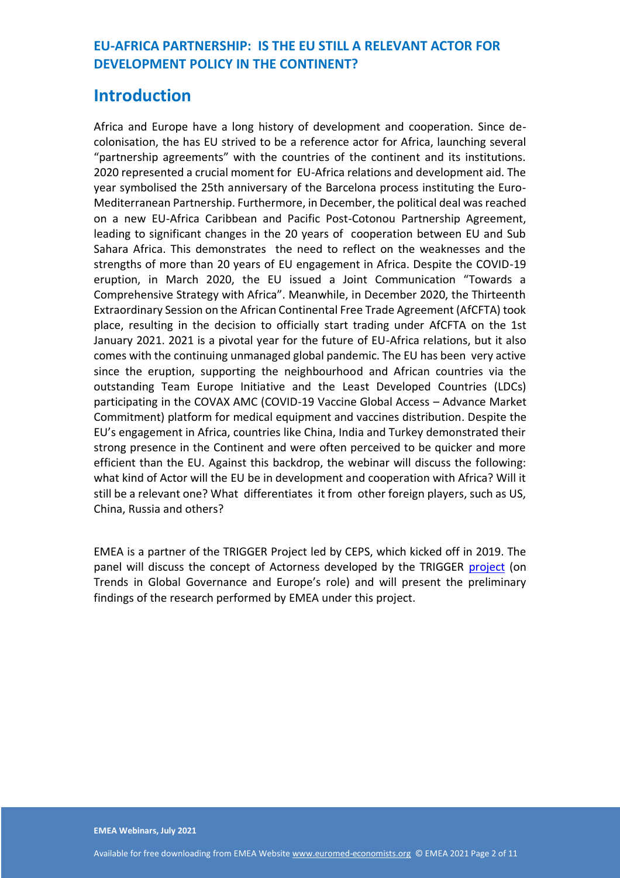## EU-AFRICA PARTNERSHIP: IS THE EU STILL A RELEVANT ACTOR FOR DEVELOPMENT POLICY IN THE CONTINENT?

# Introduction

Africa and Europe have a long history of development and cooperation. Since de-colonisation, the has EU strived to be a reference actor for Africa, launching several "partnership agreements" with the countries of the continent and its institutions. 2020 represented a crucial moment for EU-Africa relations and development aid. The year symbolised the 25th anniversary of the Barcelona process instituting the Euro-Mediterranean Partnership. Furthermore, in December, the political deal was reached on a new EU-Africa Caribbean and Pacific Post-Cotonou Partnership Agreement, leading to significant changes in the 20 years of cooperation between EU and Sub Sahara Africa. This demonstrates the need to reflect on the weaknesses and the strengths of more than 20 years of EU engagement in Africa. Despite the COVID-19 eruption, in March 2020, the EU issued a Joint Communication "Towards a Comprehensive Strategy with Africa". Meanwhile, in December 2020, the Thirteenth Extraordinary Session on the African Continental Free Trade Agreement (AfCFTA) took place, resulting in the decision to officially start trading under AfCFTA on the 1st January 2021. 2021 is a pivotal year for the future of EU-Africa relations, but it also comes with the continuing unmanaged global pandemic. The EU has been very active since the eruption, supporting the neighbourhood and African countries via the outstanding Team Europe Initiative and the Least Developed Countries (LDCs) participating in the COVAX AMC (COVID-19 Vaccine Global Access – Advance Market Commitment) platform for medical equipment and vaccines distribution. Despite the EU's engagement in Africa, countries like China, India and Turkey demonstrated their strong presence in the Continent and were often perceived to be quicker and more efficient than the EU. Against this backdrop, the webinar will discuss the following: what kind of Actor will the EU be in development and cooperation with Africa? Will it still be a relevant one? What differentiates it from other foreign players, such as US, China, Russia and others?

EMEA is a partner of the TRIGGER Project led by CEPS, which kicked off in 2019. The panel will discuss the concept of Actorness developed by the TRIGGER project (on Trends in Global Governance and Europe's role) and will present the preliminary findings of the research performed by EMEA under this project.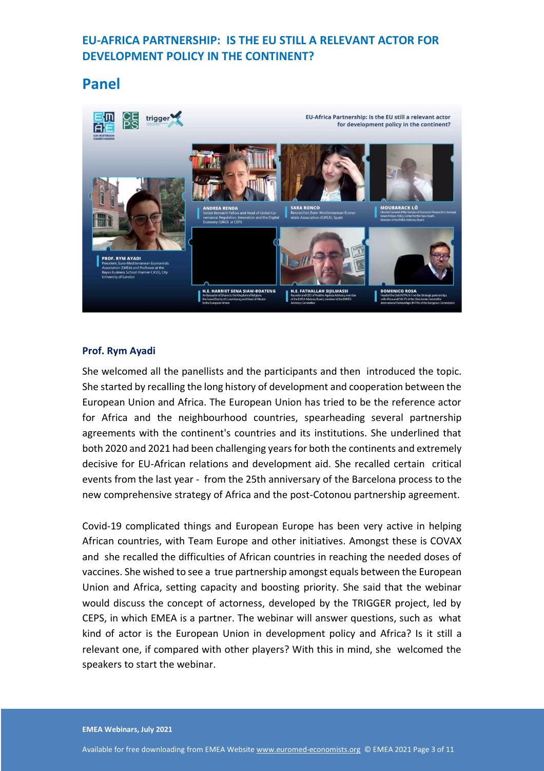## EU-AFRICA PARTNERSHIP: IS THE EU STILL A RELEVANT ACTOR FOR DEVELOPMENT POLICY IN THE CONTINENT?

# Panel

### Prof. Rym Ayadi

She welcomed all the panellists and the participants and then introduced the topic. She started by recalling the long history of development and cooperation between the European Union and Africa. The European Union has tried to be the reference actor for Africa and the neighbourhood countries, spearheading several partnership agreements with the continent's countries and its institutions. She underlined that both 2020 and 2021 had been challenging years for both the continents and extremely decisive for EU-African relations and development aid. She recalled certain critical events from the last year - from the 25th anniversary of the Barcelona process to the new comprehensive strategy of Africa and the post-Cotonou partnership agreement.

Covid-19 complicated things and European Europe has been very active in helping African countries, with Team Europe and other initiatives. Amongst these is COVAX and she recalled the difficulties of African countries in reaching the needed doses of vaccines. She wished to see a true partnership amongst equals between the European Union and Africa, setting capacity and boosting priority. She said that the webinar would discuss the concept of actorness, developed by the TRIGGER project, led by CEPS, in which EMEA is a partner. The webinar will answer questions, such as what kind of actor is the European Union in development policy and Africa? Is it still a relevant one, if compared with other players? With this in mind, she welcomed the speakers to start the webinar.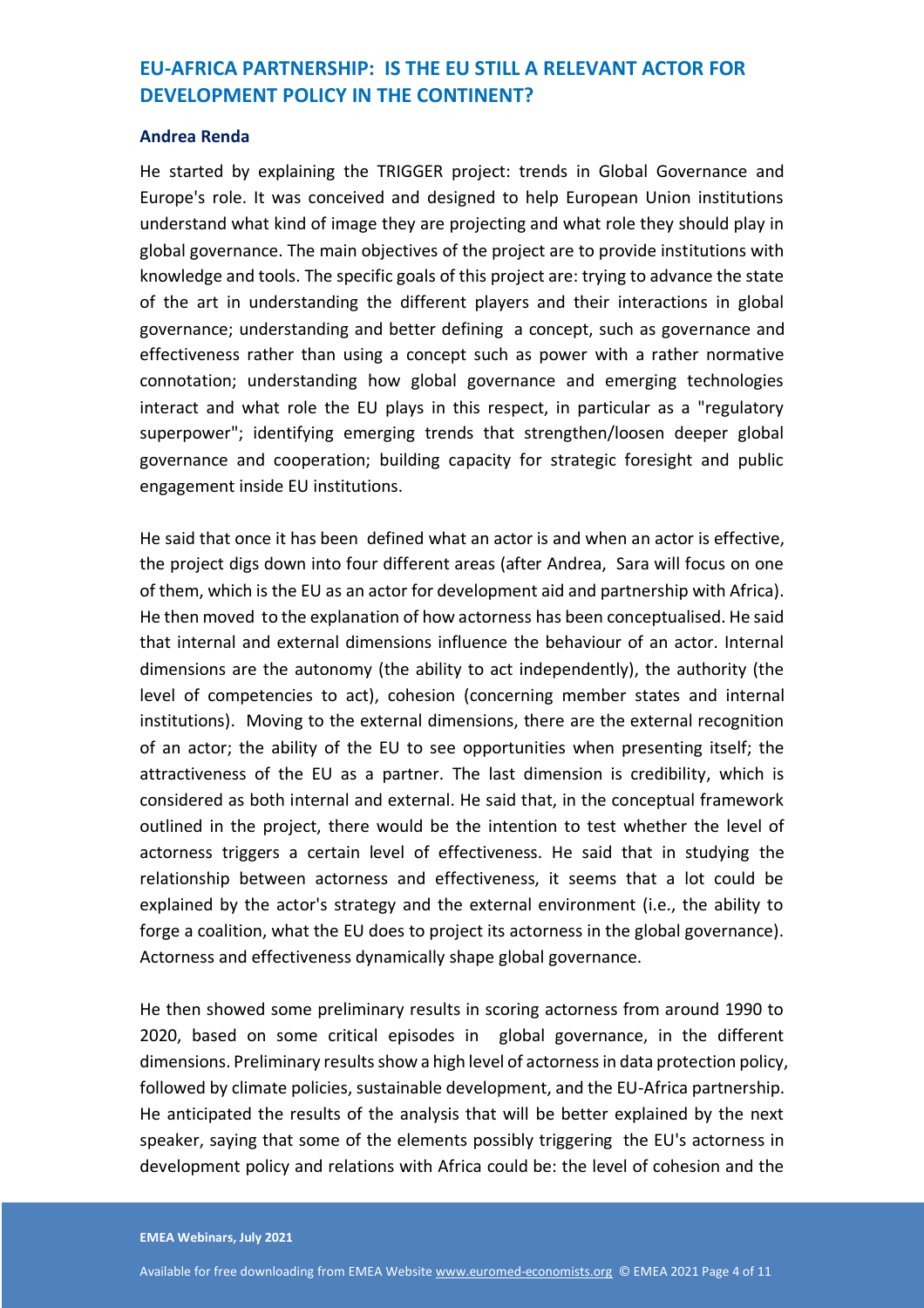## EU-AFRICA PARTNERSHIP: IS THE EU STILL A RELEVANT ACTOR FOR DEVELOPMENT POLICY IN THE CONTINENT?

### Andrea Renda

He started by explaining the TRIGGER project: trends in Global Governance and Europe's role. It was conceived and designed to help European Union institutions understand what kind of image they are projecting and what role they should play in global governance. The main objectives of the project are to provide institutions with knowledge and tools. The specific goals of this project are: trying to advance the state of the art in understanding the different players and their interactions in global governance; understanding and better defining a concept, such as governance and effectiveness rather than using a concept such as power with a rather normative connotation; understanding how global governance and emerging technologies interact and what role the EU plays in this respect, in particular as a "regulatory superpower"; identifying emerging trends that strengthen/loosen deeper global governance and cooperation; building capacity for strategic foresight and public engagement inside EU institutions.

He said that once it has been defined what an actor is and when an actor is effective, the project digs down into four different areas (after Andrea, Sara will focus on one of them, which is the EU as an actor for development aid and partnership with Africa). He then moved to the explanation of how actorness has been conceptualised. He said that internal and external dimensions influence the behaviour of an actor. Internal dimensions are the autonomy (the ability to act independently), the authority (the level of competencies to act), cohesion (concerning member states and internal institutions). Moving to the external dimensions, there are the external recognition of an actor; the ability of the EU to see opportunities when presenting itself; the attractiveness of the EU as a partner. The last dimension is credibility, which is considered as both internal and external. He said that, in the conceptual framework outlined in the project, there would be the intention to test whether the level of actorness triggers a certain level of effectiveness. He said that in studying the relationship between actorness and effectiveness, it seems that a lot could be explained by the actor's strategy and the external environment (i.e., the ability to forge a coalition, what the EU does to project its actorness in the global governance). Actorness and effectiveness dynamically shape global governance.

He then showed some preliminary results in scoring actorness from around 1990 to 2020, based on some critical episodes in global governance, in the different dimensions. Preliminary results show a high level of actorness in data protection policy, followed by climate policies, sustainable development, and the EU-Africa partnership. He anticipated the results of the analysis that will be better explained by the next speaker, saying that some of the elements possibly triggering the EU's actorness in development policy and relations with Africa could be: the level of cohesion and the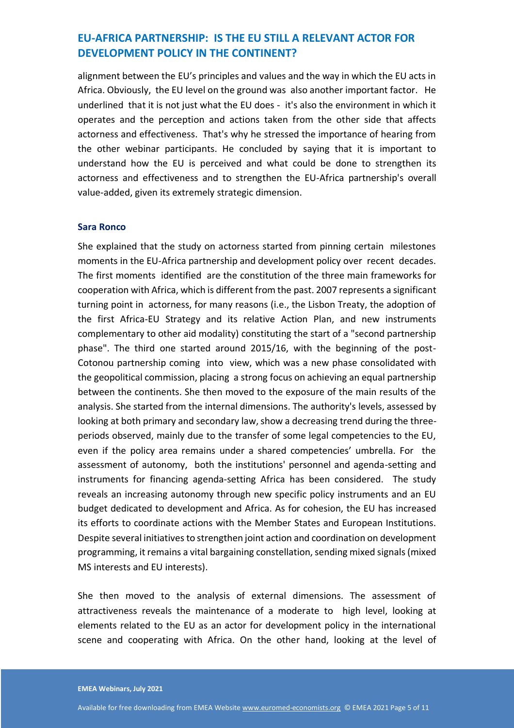alignment between the EU's principles and values and the way in which the EU acts in Africa. Obviously, the EU level on the ground was also another important factor. He underlined that it is not just what the EU does - it's also the environment in which it operates and the perception and actions taken from the other side that affects actorness and effectiveness. That's why he stressed the importance of hearing from the other webinar participants. He concluded by saying that it is important to understand how the EU is perceived and what could be done to strengthen its actorness and effectiveness and to strengthen the EU-Africa partnership's overall value-added, given its extremely strategic dimension.

### Sara Ronco

She explained that the study on actorness started from pinning certain milestones moments in the EU-Africa partnership and development policy over recent decades. The first moments identified are the constitution of the three main frameworks for cooperation with Africa, which is different from the past. 2007 represents a significant turning point in actorness, for many reasons (i.e., the Lisbon Treaty, the adoption of the first Africa-EU Strategy and its relative Action Plan, and new instruments complementary to other aid modality) constituting the start of a "second partnership phase". The third one started around 2015/16, with the beginning of the post-Cotonou partnership coming into view, which was a new phase consolidated with the geopolitical commission, placing a strong focus on achieving an equal partnership between the continents. She then moved to the exposure of the main results of the analysis. She started from the internal dimensions. The authority's levels, assessed by looking at both primary and secondary law, show a decreasing trend during the three-periods observed, mainly due to the transfer of some legal competencies to the EU, even if the policy area remains under a shared competencies' umbrella. For the assessment of autonomy, both the institutions' personnel and agenda-setting and instruments for financing agenda-setting Africa has been considered. The study reveals an increasing autonomy through new specific policy instruments and an EU budget dedicated to development and Africa. As for cohesion, the EU has increased its efforts to coordinate actions with the Member States and European Institutions. Despite several initiatives to strengthen joint action and coordination on development programming, it remains a vital bargaining constellation, sending mixed signals (mixed MS interests and EU interests).

She then moved to the analysis of external dimensions. The assessment of attractiveness reveals the maintenance of a moderate to high level, looking at elements related to the EU as an actor for development policy in the international scene and cooperating with Africa. On the other hand, looking at the level of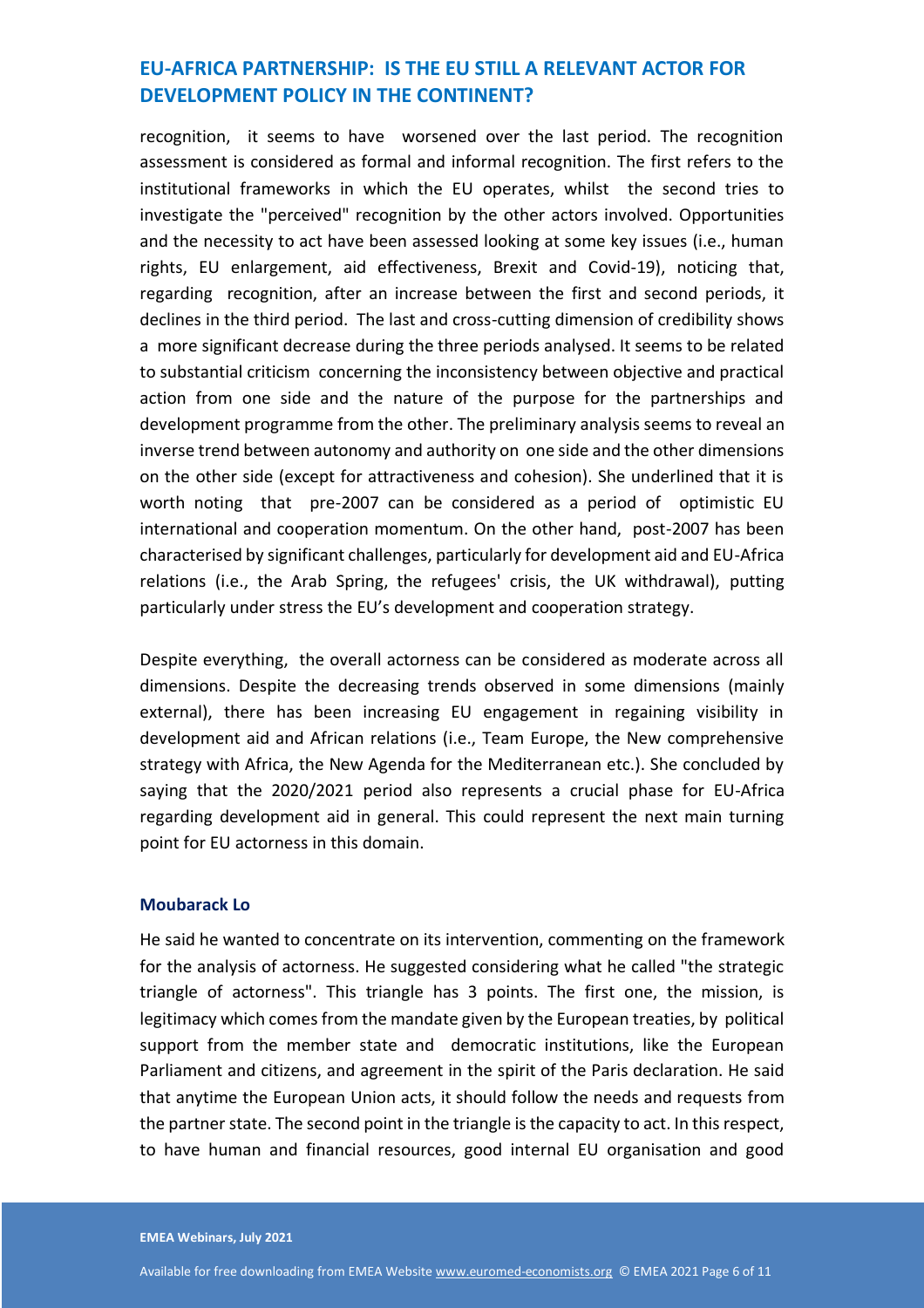recognition, it seems to have worsened over the last period. The recognition assessment is considered as formal and informal recognition. The first refers to the institutional frameworks in which the EU operates, whilst the second tries to investigate the "perceived" recognition by the other actors involved. Opportunities and the necessity to act have been assessed looking at some key issues (i.e., human rights, EU enlargement, aid effectiveness, Brexit and Covid-19), noticing that, regarding recognition, after an increase between the first and second periods, it declines in the third period. The last and cross-cutting dimension of credibility shows a more significant decrease during the three periods analysed. It seems to be related to substantial criticism concerning the inconsistency between objective and practical action from one side and the nature of the purpose for the partnerships and development programme from the other. The preliminary analysis seems to reveal an inverse trend between autonomy and authority on one side and the other dimensions on the other side (except for attractiveness and cohesion). She underlined that it is worth noting that pre-2007 can be considered as a period of optimistic EU international and cooperation momentum. On the other hand, post-2007 has been characterised by significant challenges, particularly for development aid and EU-Africa relations (i.e., the Arab Spring, the refugees' crisis, the UK withdrawal), putting particularly under stress the EU's development and cooperation strategy.

Despite everything, the overall actorness can be considered as moderate across all dimensions. Despite the decreasing trends observed in some dimensions (mainly external), there has been increasing EU engagement in regaining visibility in development aid and African relations (i.e., Team Europe, the New comprehensive strategy with Africa, the New Agenda for the Mediterranean etc.). She concluded by saying that the 2020/2021 period also represents a crucial phase for EU-Africa regarding development aid in general. This could represent the next main turning point for EU actorness in this domain.

### Moubarack Lo

He said he wanted to concentrate on its intervention, commenting on the framework for the analysis of actorness. He suggested considering what he called "the strategic triangle of actorness". This triangle has 3 points. The first one, the mission, is legitimacy which comes from the mandate given by the European treaties, by political support from the member state and democratic institutions, like the European Parliament and citizens, and agreement in the spirit of the Paris declaration. He said that anytime the European Union acts, it should follow the needs and requests from the partner state. The second point in the triangle is the capacity to act. In this respect, to have human and financial resources, good internal EU organisation and good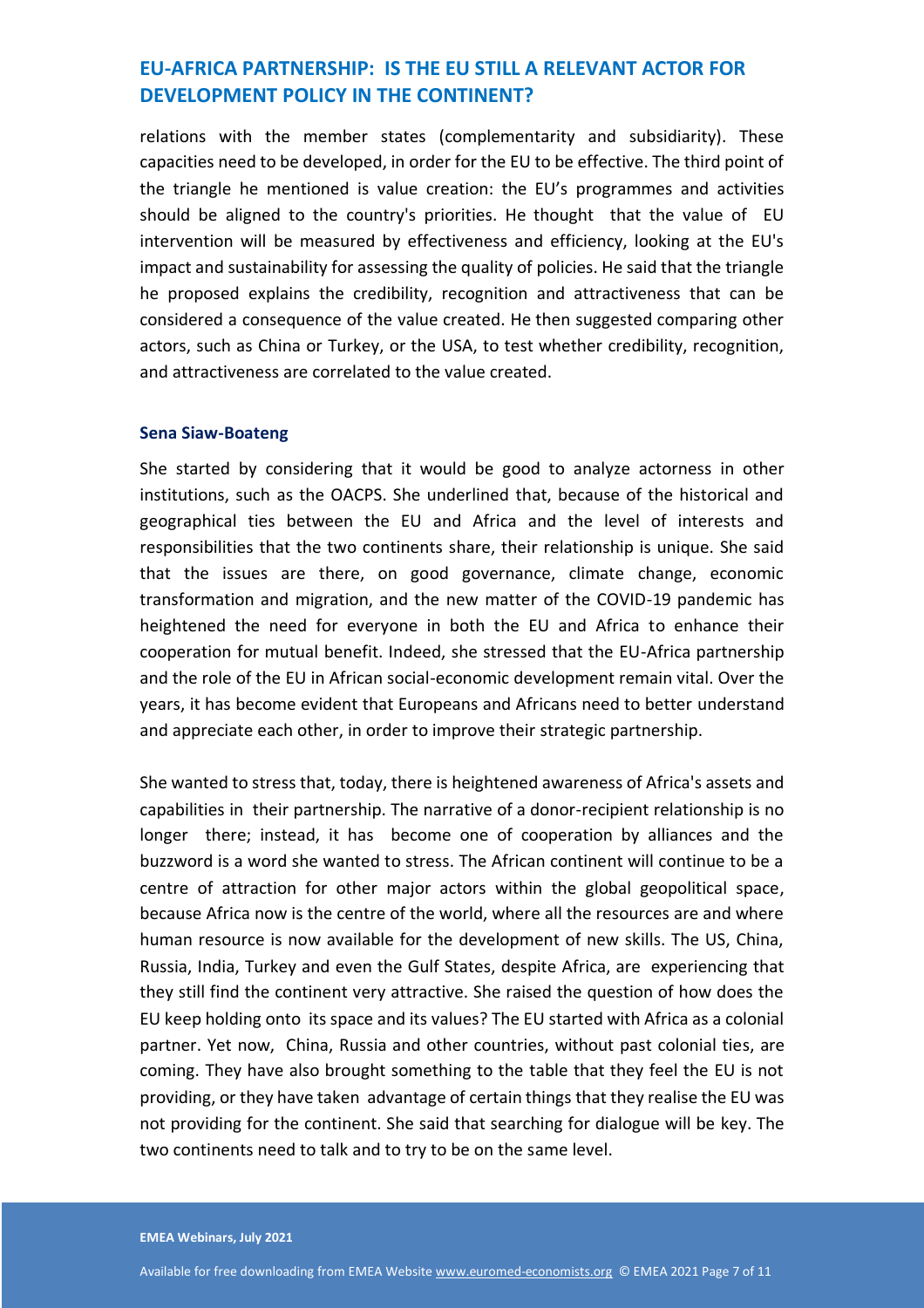relations with the member states (complementarity and subsidiarity). These capacities need to be developed, in order for the EU to be effective. The third point of the triangle he mentioned is value creation: the EU's programmes and activities should be aligned to the country's priorities. He thought that the value of EU intervention will be measured by effectiveness and efficiency, looking at the EU's impact and sustainability for assessing the quality of policies. He said that the triangle he proposed explains the credibility, recognition and attractiveness that can be considered a consequence of the value created. He then suggested comparing other actors, such as China or Turkey, or the USA, to test whether credibility, recognition, and attractiveness are correlated to the value created.

### Sena Siaw-Boateng

She started by considering that it would be good to analyze actorness in other institutions, such as the OACPS. She underlined that, because of the historical and geographical ties between the EU and Africa and the level of interests and responsibilities that the two continents share, their relationship is unique. She said that the issues are there, on good governance, climate change, economic transformation and migration, and the new matter of the COVID-19 pandemic has heightened the need for everyone in both the EU and Africa to enhance their cooperation for mutual benefit. Indeed, she stressed that the EU-Africa partnership and the role of the EU in African social-economic development remain vital. Over the years, it has become evident that Europeans and Africans need to better understand and appreciate each other, in order to improve their strategic partnership.

She wanted to stress that, today, there is heightened awareness of Africa's assets and capabilities in their partnership. The narrative of a donor-recipient relationship is no longer there; instead, it has become one of cooperation by alliances and the buzzword is a word she wanted to stress. The African continent will continue to be a centre of attraction for other major actors within the global geopolitical space, because Africa now is the centre of the world, where all the resources are and where human resource is now available for the development of new skills. The US, China, Russia, India, Turkey and even the Gulf States, despite Africa, are experiencing that they still find the continent very attractive. She raised the question of how does the EU keep holding onto its space and its values? The EU started with Africa as a colonial partner. Yet now, China, Russia and other countries, without past colonial ties, are coming. They have also brought something to the table that they feel the EU is not providing, or they have taken advantage of certain things that they realise the EU was not providing for the continent. She said that searching for dialogue will be key. The two continents need to talk and to try to be on the same level.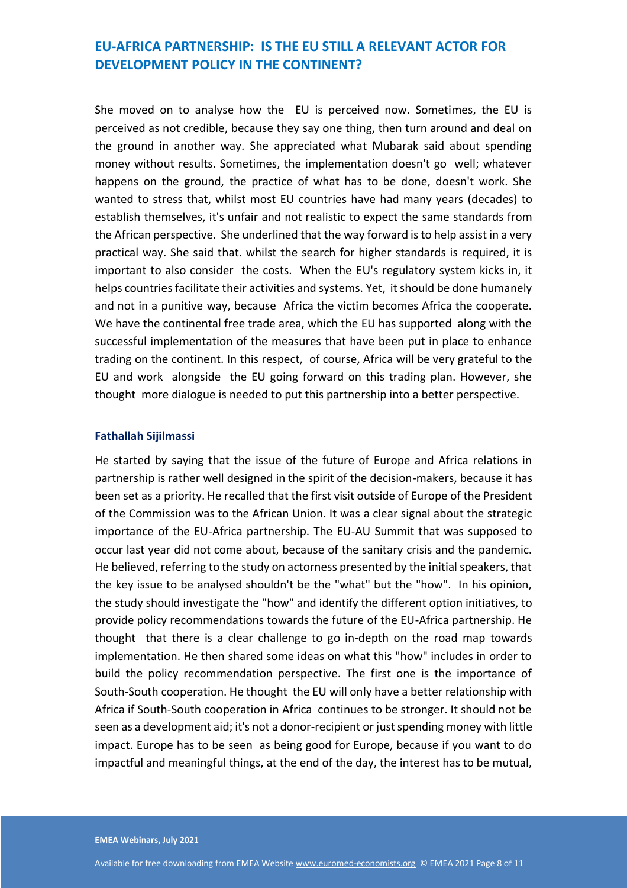She moved on to analyse how the EU is perceived now. Sometimes, the EU is perceived as not credible, because they say one thing, then turn around and deal on the ground in another way. She appreciated what Mubarak said about spending money without results. Sometimes, the implementation doesn't go well; whatever happens on the ground, the practice of what has to be done, doesn't work. She wanted to stress that, whilst most EU countries have had many years (decades) to establish themselves, it's unfair and not realistic to expect the same standards from the African perspective. She underlined that the way forward is to help assist in a very practical way. She said that. whilst the search for higher standards is required, it is important to also consider the costs. When the EU's regulatory system kicks in, it helps countries facilitate their activities and systems. Yet, it should be done humanely and not in a punitive way, because Africa the victim becomes Africa the cooperate. We have the continental free trade area, which the EU has supported along with the successful implementation of the measures that have been put in place to enhance trading on the continent. In this respect, of course, Africa will be very grateful to the EU and work alongside the EU going forward on this trading plan. However, she thought more dialogue is needed to put this partnership into a better perspective.

#### Fathallah Sijilmassi

He started by saying that the issue of the future of Europe and Africa relations in partnership is rather well designed in the spirit of the decision-makers, because it has been set as a priority. He recalled that the first visit outside of Europe of the President of the Commission was to the African Union. It was a clear signal about the strategic importance of the EU-Africa partnership. The EU-AU Summit that was supposed to occur last year did not come about, because of the sanitary crisis and the pandemic. He believed, referring to the study on actorness presented by the initial speakers, that the key issue to be analysed shouldn't be the "what" but the "how". In his opinion, the study should investigate the "how" and identify the different option initiatives, to provide policy recommendations towards the future of the EU-Africa partnership. He thought that there is a clear challenge to go in-depth on the road map towards implementation. He then shared some ideas on what this "how" includes in order to build the policy recommendation perspective. The first one is the importance of South-South cooperation. He thought the EU will only have a better relationship with Africa if South-South cooperation in Africa continues to be stronger. It should not be seen as a development aid; it's not a donor-recipient or just spending money with little impact. Europe has to be seen as being good for Europe, because if you want to do impactful and meaningful things, at the end of the day, the interest has to be mutual,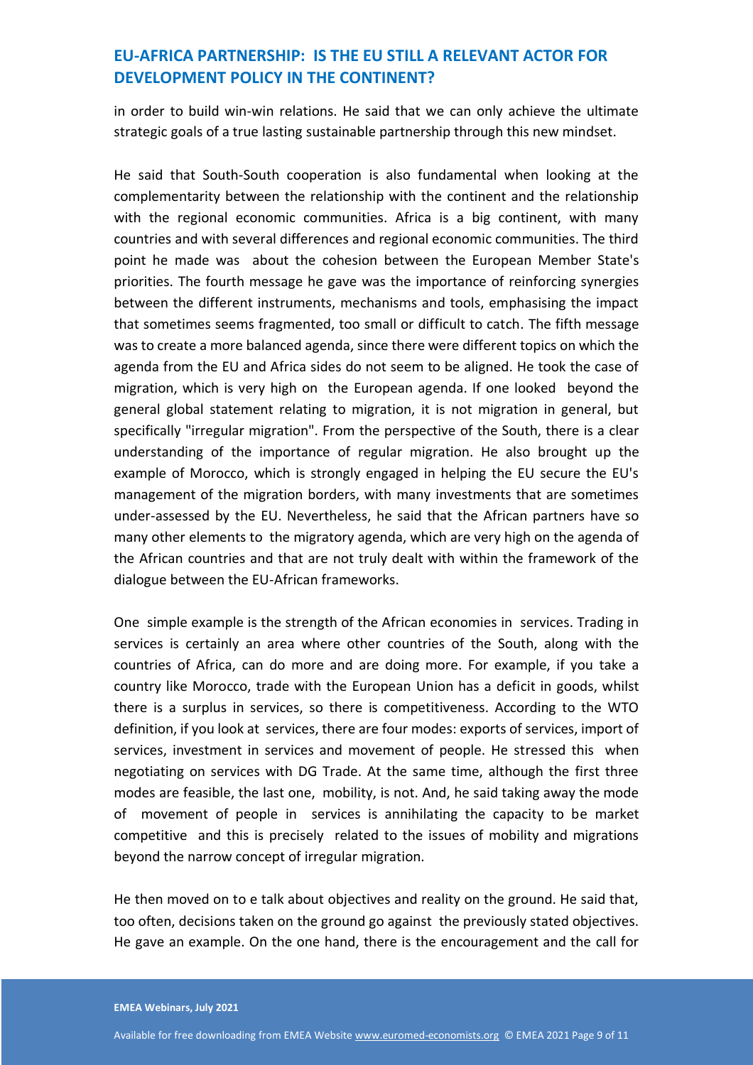in order to build win-win relations. He said that we can only achieve the ultimate strategic goals of a true lasting sustainable partnership through this new mindset.

He said that South-South cooperation is also fundamental when looking at the complementarity between the relationship with the continent and the relationship with the regional economic communities. Africa is a big continent, with many countries and with several differences and regional economic communities. The third point he made was about the cohesion between the European Member State's priorities. The fourth message he gave was the importance of reinforcing synergies between the different instruments, mechanisms and tools, emphasising the impact that sometimes seems fragmented, too small or difficult to catch. The fifth message was to create a more balanced agenda, since there were different topics on which the agenda from the EU and Africa sides do not seem to be aligned. He took the case of migration, which is very high on the European agenda. If one looked beyond the general global statement relating to migration, it is not migration in general, but specifically "irregular migration". From the perspective of the South, there is a clear understanding of the importance of regular migration. He also brought up the example of Morocco, which is strongly engaged in helping the EU secure the EU's management of the migration borders, with many investments that are sometimes under-assessed by the EU. Nevertheless, he said that the African partners have so many other elements to the migratory agenda, which are very high on the agenda of the African countries and that are not truly dealt with within the framework of the dialogue between the EU-African frameworks.

One simple example is the strength of the African economies in services. Trading in services is certainly an area where other countries of the South, along with the countries of Africa, can do more and are doing more. For example, if you take a country like Morocco, trade with the European Union has a deficit in goods, whilst there is a surplus in services, so there is competitiveness. According to the WTO definition, if you look at services, there are four modes: exports of services, import of services, investment in services and movement of people. He stressed this when negotiating on services with DG Trade. At the same time, although the first three modes are feasible, the last one, mobility, is not. And, he said taking away the mode of movement of people in services is annihilating the capacity to be market competitive and this is precisely related to the issues of mobility and migrations beyond the narrow concept of irregular migration.

He then moved on to e talk about objectives and reality on the ground. He said that, too often, decisions taken on the ground go against the previously stated objectives. He gave an example. On the one hand, there is the encouragement and the call for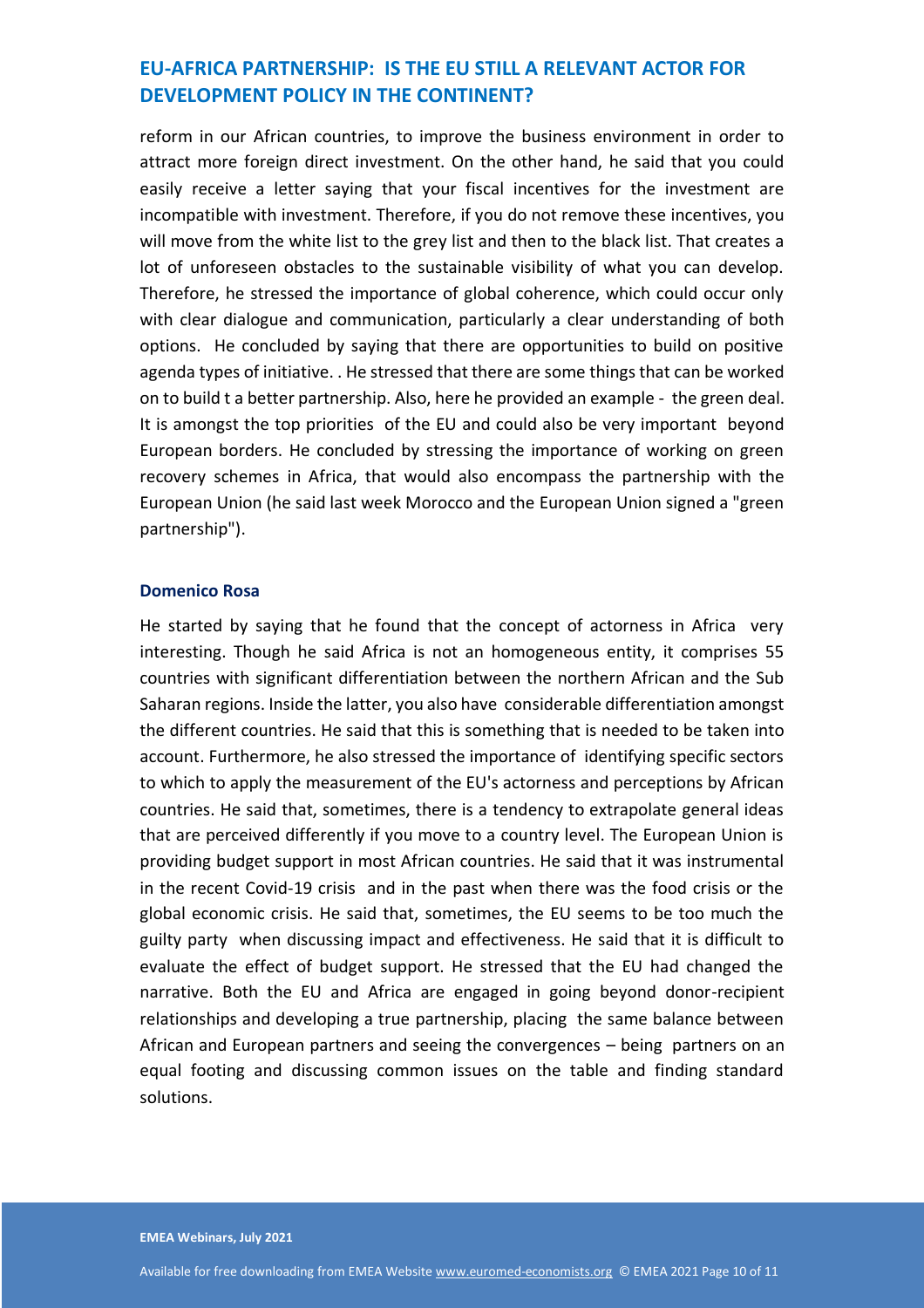reform in our African countries, to improve the business environment in order to attract more foreign direct investment. On the other hand, he said that you could easily receive a letter saying that your fiscal incentives for the investment are incompatible with investment. Therefore, if you do not remove these incentives, you will move from the white list to the grey list and then to the black list. That creates a lot of unforeseen obstacles to the sustainable visibility of what you can develop. Therefore, he stressed the importance of global coherence, which could occur only with clear dialogue and communication, particularly a clear understanding of both options. He concluded by saying that there are opportunities to build on positive agenda types of initiative. . He stressed that there are some things that can be worked on to build t a better partnership. Also, here he provided an example - the green deal. It is amongst the top priorities of the EU and could also be very important beyond European borders. He concluded by stressing the importance of working on green recovery schemes in Africa, that would also encompass the partnership with the European Union (he said last week Morocco and the European Union signed a "green partnership").

### Domenico Rosa

He started by saying that he found that the concept of actorness in Africa very interesting. Though he said Africa is not an homogeneous entity, it comprises 55 countries with significant differentiation between the northern African and the Sub Saharan regions. Inside the latter, you also have considerable differentiation amongst the different countries. He said that this is something that is needed to be taken into account. Furthermore, he also stressed the importance of identifying specific sectors to which to apply the measurement of the EU's actorness and perceptions by African countries. He said that, sometimes, there is a tendency to extrapolate general ideas that are perceived differently if you move to a country level. The European Union is providing budget support in most African countries. He said that it was instrumental in the recent Covid-19 crisis and in the past when there was the food crisis or the global economic crisis. He said that, sometimes, the EU seems to be too much the guilty party when discussing impact and effectiveness. He said that it is difficult to evaluate the effect of budget support. He stressed that the EU had changed the narrative. Both the EU and Africa are engaged in going beyond donor-recipient relationships and developing a true partnership, placing the same balance between African and European partners and seeing the convergences – being partners on an equal footing and discussing common issues on the table and finding standard solutions.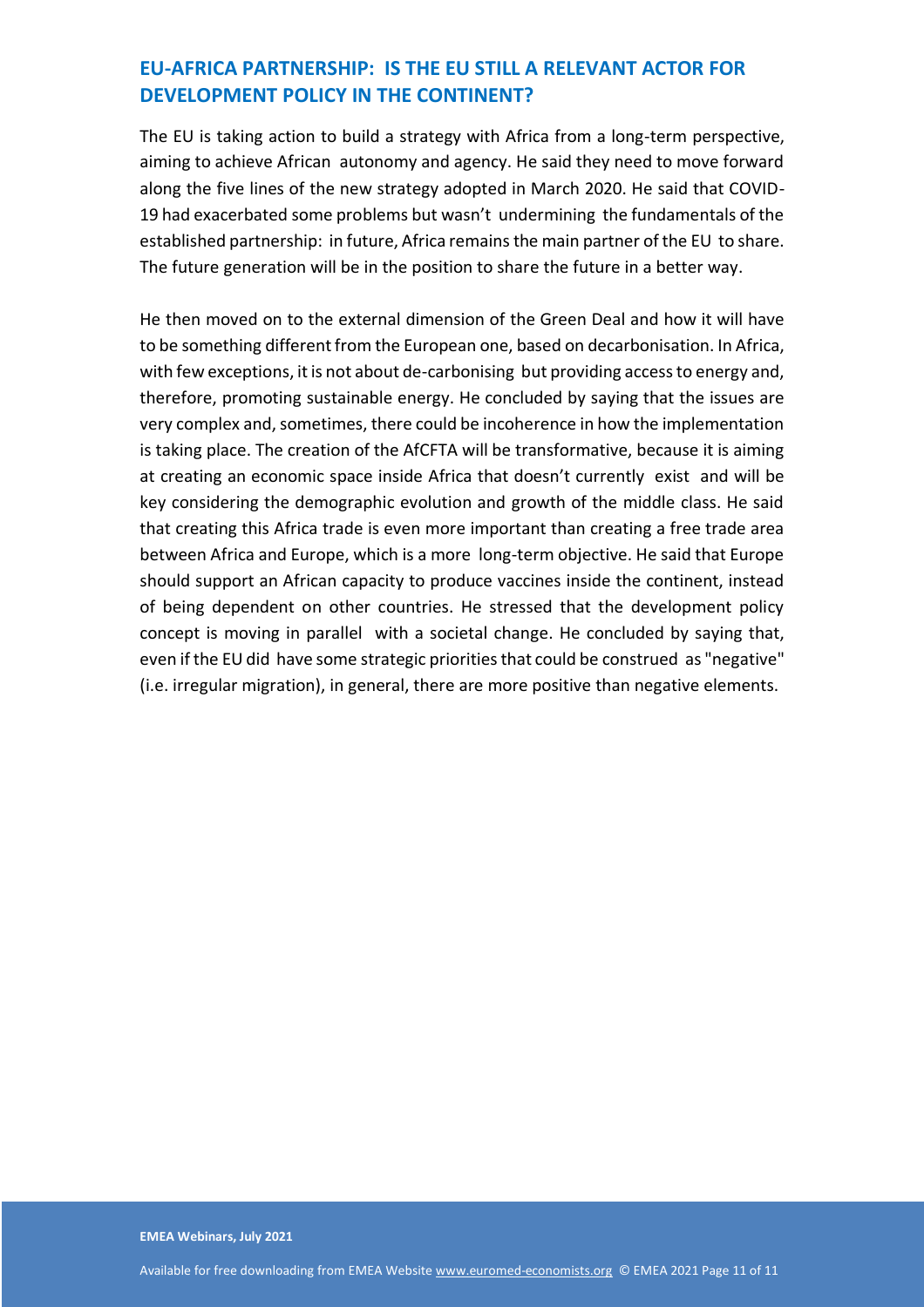## EU-AFRICA PARTNERSHIP: IS THE EU STILL A RELEVANT ACTOR FOR DEVELOPMENT POLICY IN THE CONTINENT?

The EU is taking action to build a strategy with Africa from a long-term perspective, aiming to achieve African autonomy and agency. He said they need to move forward along the five lines of the new strategy adopted in March 2020. He said that COVID-19 had exacerbated some problems but wasn't undermining the fundamentals of the established partnership: in future, Africa remains the main partner of the EU to share. The future generation will be in the position to share the future in a better way.

He then moved on to the external dimension of the Green Deal and how it will have to be something different from the European one, based on decarbonisation. In Africa, with few exceptions, it is not about de-carbonising but providing access to energy and, therefore, promoting sustainable energy. He concluded by saying that the issues are very complex and, sometimes, there could be incoherence in how the implementation is taking place. The creation of the AfCFTA will be transformative, because it is aiming at creating an economic space inside Africa that doesn't currently exist and will be key considering the demographic evolution and growth of the middle class. He said that creating this Africa trade is even more important than creating a free trade area between Africa and Europe, which is a more long-term objective. He said that Europe should support an African capacity to produce vaccines inside the continent, instead of being dependent on other countries. He stressed that the development policy concept is moving in parallel with a societal change. He concluded by saying that, even if the EU did have some strategic priorities that could be construed as "negative" (i.e. irregular migration), in general, there are more positive than negative elements.